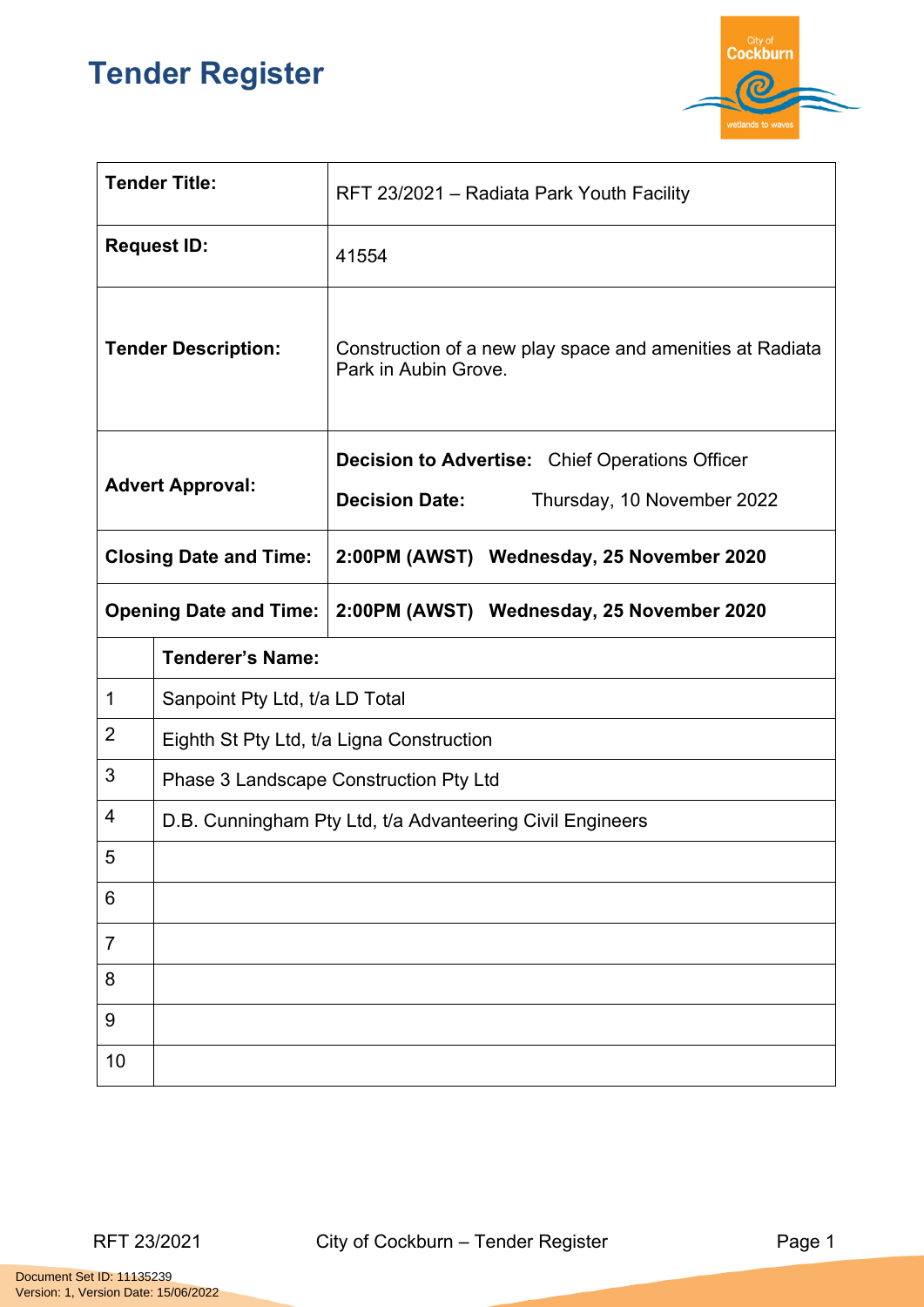# Tender Register

| | | |
|---|---|---|
| **Tender Title:** | RFT 23/2021 – Radiata Park Youth Facility | |
| **Request ID:** | 41554 | |
| **Tender Description:** | Construction of a new play space and amenities at Radiata Park in Aubin Grove. | |
| **Advert Approval:** | **Decision to Advertise:** Chief Operations Officer<br>**Decision Date:** Thursday, 10 November 2022 | |
| **Closing Date and Time:** | **2:00PM (AWST) Wednesday, 25 November 2020** | |
| **Opening Date and Time:** | **2:00PM (AWST) Wednesday, 25 November 2020** | |

| | **Tenderer's Name:** |
|---|---|
| 1 | Sanpoint Pty Ltd, t/a LD Total |
| 2 | Eighth St Pty Ltd, t/a Ligna Construction |
| 3 | Phase 3 Landscape Construction Pty Ltd |
| 4 | D.B. Cunningham Pty Ltd, t/a Advanteering Civil Engineers |
| 5 | |
| 6 | |
| 7 | |
| 8 | |
| 9 | |
| 10 | |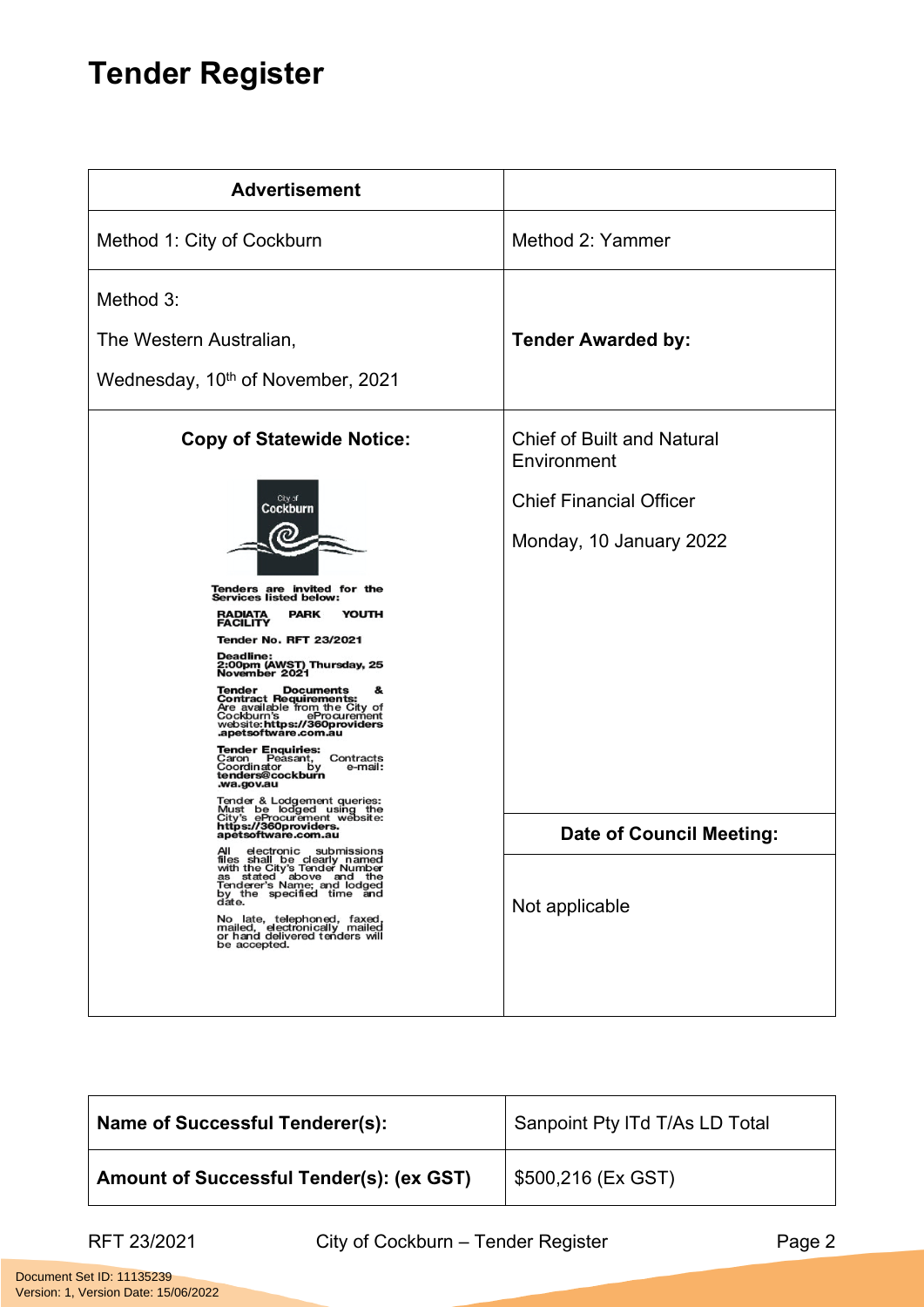# Tender Register

| Advertisement | |
|---|---|
| Method 1: City of Cockburn | Method 2: Yammer |
| Method 3:<br><br>The Western Australian,<br><br>Wednesday, 10th of November, 2021 | **Tender Awarded by:** |
| **Copy of Statewide Notice:**<br><br>City of Cockburn<br><br>Tenders are invited for the Services listed below:<br><br>**RADIATA PARK YOUTH FACILITY**<br><br>**Tender No. RFT 23/2021**<br><br>**Deadline:** 2:00pm (AWST) Thursday, 25 November 2021<br><br>**Tender Documents & Contract Requirements:** Are available from the City of Cockburn's eProcurement website: **https://360providers.apetsoftware.com.au**<br><br>**Tender Enquiries:** Caron Peasant, Contracts Coordinator by e-mail: **tenders@cockburn.wa.gov.au**<br><br>Tender & Lodgement queries: Must be lodged using the City's eProcurement website: **https://360providers.apetsoftware.com.au**<br><br>All electronic submissions files shall be clearly named with the City's Tender Number as stated above and the Tenderer's Name; and lodged by the specified time and date.<br><br>No late, telephoned, faxed, mailed, electronically mailed or hand delivered tenders will be accepted. | Chief of Built and Natural Environment<br><br>Chief Financial Officer<br><br>Monday, 10 January 2022<br><br>**Date of Council Meeting:**<br><br>Not applicable |

| | |
|---|---|
| **Name of Successful Tenderer(s):** | Sanpoint Pty lTd T/As LD Total |
| **Amount of Successful Tender(s): (ex GST)** | $500,216 (Ex GST) |